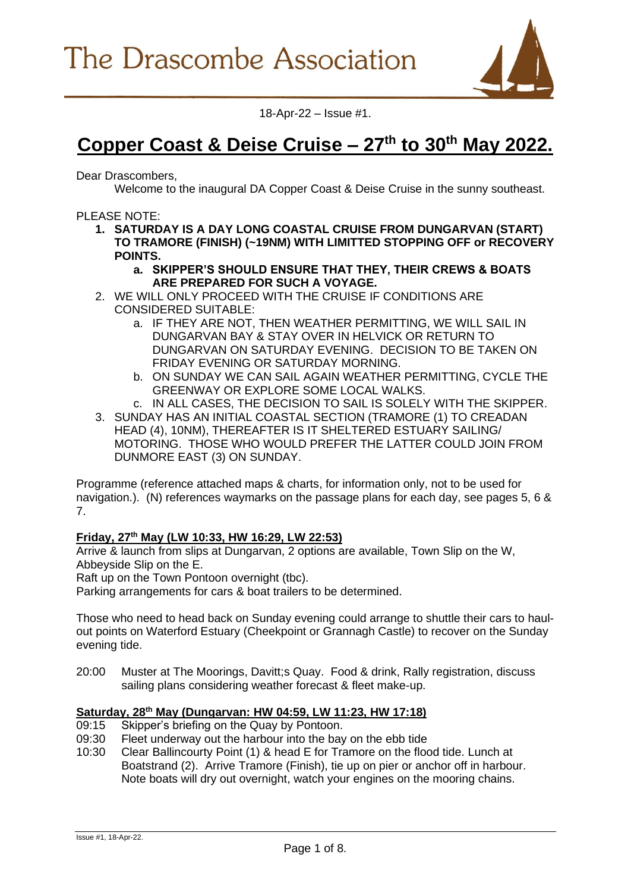# The Drascombe Association

18-Apr-22 – Issue #1.

## Copper Coast & Deise Cruise – 27th to 30th May 2022.

Dear Drascombers,

Welcome to the inaugural DA Copper Coast & Deise Cruise in the sunny southeast.

PLEASE NOTE:

1. **SATURDAY IS A DAY LONG COASTAL CRUISE FROM DUNGARVAN (START) TO TRAMORE (FINISH) (~19NM) WITH LIMITTED STOPPING OFF or RECOVERY POINTS.**
   a. **SKIPPER'S SHOULD ENSURE THAT THEY, THEIR CREWS & BOATS ARE PREPARED FOR SUCH A VOYAGE.**
2. WE WILL ONLY PROCEED WITH THE CRUISE IF CONDITIONS ARE CONSIDERED SUITABLE:
   a. IF THEY ARE NOT, THEN WEATHER PERMITTING, WE WILL SAIL IN DUNGARVAN BAY & STAY OVER IN HELVICK OR RETURN TO DUNGARVAN ON SATURDAY EVENING. DECISION TO BE TAKEN ON FRIDAY EVENING OR SATURDAY MORNING.
   b. ON SUNDAY WE CAN SAIL AGAIN WEATHER PERMITTING, CYCLE THE GREENWAY OR EXPLORE SOME LOCAL WALKS.
   c. IN ALL CASES, THE DECISION TO SAIL IS SOLELY WITH THE SKIPPER.
3. SUNDAY HAS AN INITIAL COASTAL SECTION (TRAMORE (1) TO CREADAN HEAD (4), 10NM), THEREAFTER IS IT SHELTERED ESTUARY SAILING/ MOTORING. THOSE WHO WOULD PREFER THE LATTER COULD JOIN FROM DUNMORE EAST (3) ON SUNDAY.

Programme (reference attached maps & charts, for information only, not to be used for navigation.). (N) references waymarks on the passage plans for each day, see pages 5, 6 & 7.

### Friday, 27th May (LW 10:33, HW 16:29, LW 22:53)

Arrive & launch from slips at Dungarvan, 2 options are available, Town Slip on the W, Abbeyside Slip on the E.

Raft up on the Town Pontoon overnight (tbc).

Parking arrangements for cars & boat trailers to be determined.

Those who need to head back on Sunday evening could arrange to shuttle their cars to haul-out points on Waterford Estuary (Cheekpoint or Grannagh Castle) to recover on the Sunday evening tide.

20:00 Muster at The Moorings, Davitt;s Quay. Food & drink, Rally registration, discuss sailing plans considering weather forecast & fleet make-up.

### Saturday, 28th May (Dungarvan: HW 04:59, LW 11:23, HW 17:18)

09:15 Skipper's briefing on the Quay by Pontoon.

09:30 Fleet underway out the harbour into the bay on the ebb tide

10:30 Clear Ballincourty Point (1) & head E for Tramore on the flood tide. Lunch at Boatstrand (2). Arrive Tramore (Finish), tie up on pier or anchor off in harbour. Note boats will dry out overnight, watch your engines on the mooring chains.

Issue #1, 18-Apr-22.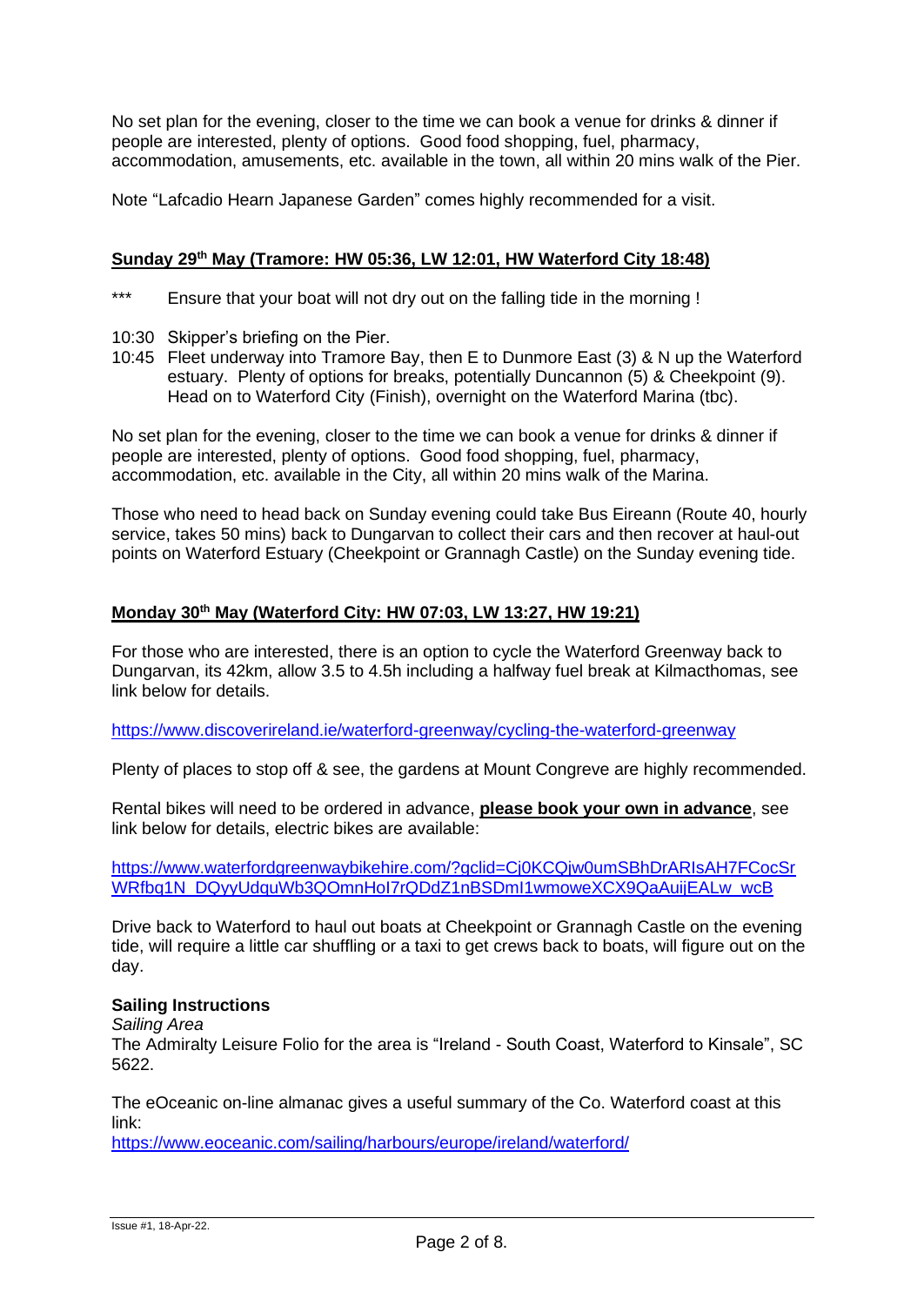No set plan for the evening, closer to the time we can book a venue for drinks & dinner if people are interested, plenty of options. Good food shopping, fuel, pharmacy, accommodation, amusements, etc. available in the town, all within 20 mins walk of the Pier.

Note "Lafcadio Hearn Japanese Garden" comes highly recommended for a visit.

**Sunday 29th May (Tramore: HW 05:36, LW 12:01, HW Waterford City 18:48)**

\*\*\* Ensure that your boat will not dry out on the falling tide in the morning !

10:30 Skipper's briefing on the Pier.
10:45 Fleet underway into Tramore Bay, then E to Dunmore East (3) & N up the Waterford estuary. Plenty of options for breaks, potentially Duncannon (5) & Cheekpoint (9). Head on to Waterford City (Finish), overnight on the Waterford Marina (tbc).

No set plan for the evening, closer to the time we can book a venue for drinks & dinner if people are interested, plenty of options. Good food shopping, fuel, pharmacy, accommodation, etc. available in the City, all within 20 mins walk of the Marina.

Those who need to head back on Sunday evening could take Bus Eireann (Route 40, hourly service, takes 50 mins) back to Dungarvan to collect their cars and then recover at haul-out points on Waterford Estuary (Cheekpoint or Grannagh Castle) on the Sunday evening tide.

**Monday 30th May (Waterford City: HW 07:03, LW 13:27, HW 19:21)**

For those who are interested, there is an option to cycle the Waterford Greenway back to Dungarvan, its 42km, allow 3.5 to 4.5h including a halfway fuel break at Kilmacthomas, see link below for details.

https://www.discoverireland.ie/waterford-greenway/cycling-the-waterford-greenway

Plenty of places to stop off & see, the gardens at Mount Congreve are highly recommended.

Rental bikes will need to be ordered in advance, **please book your own in advance**, see link below for details, electric bikes are available:

https://www.waterfordgreenwaybikehire.com/?gclid=Cj0KCQjw0umSBhDrARIsAH7FCocSrWRfbq1N_DQyyUdquWb3QOmnHoI7rQDdZ1nBSDmI1wmoweXCX9QaAuijEALw_wcB

Drive back to Waterford to haul out boats at Cheekpoint or Grannagh Castle on the evening tide, will require a little car shuffling or a taxi to get crews back to boats, will figure out on the day.

**Sailing Instructions**

*Sailing Area*

The Admiralty Leisure Folio for the area is "Ireland - South Coast, Waterford to Kinsale", SC 5622.

The eOceanic on-line almanac gives a useful summary of the Co. Waterford coast at this link:
https://www.eoceanic.com/sailing/harbours/europe/ireland/waterford/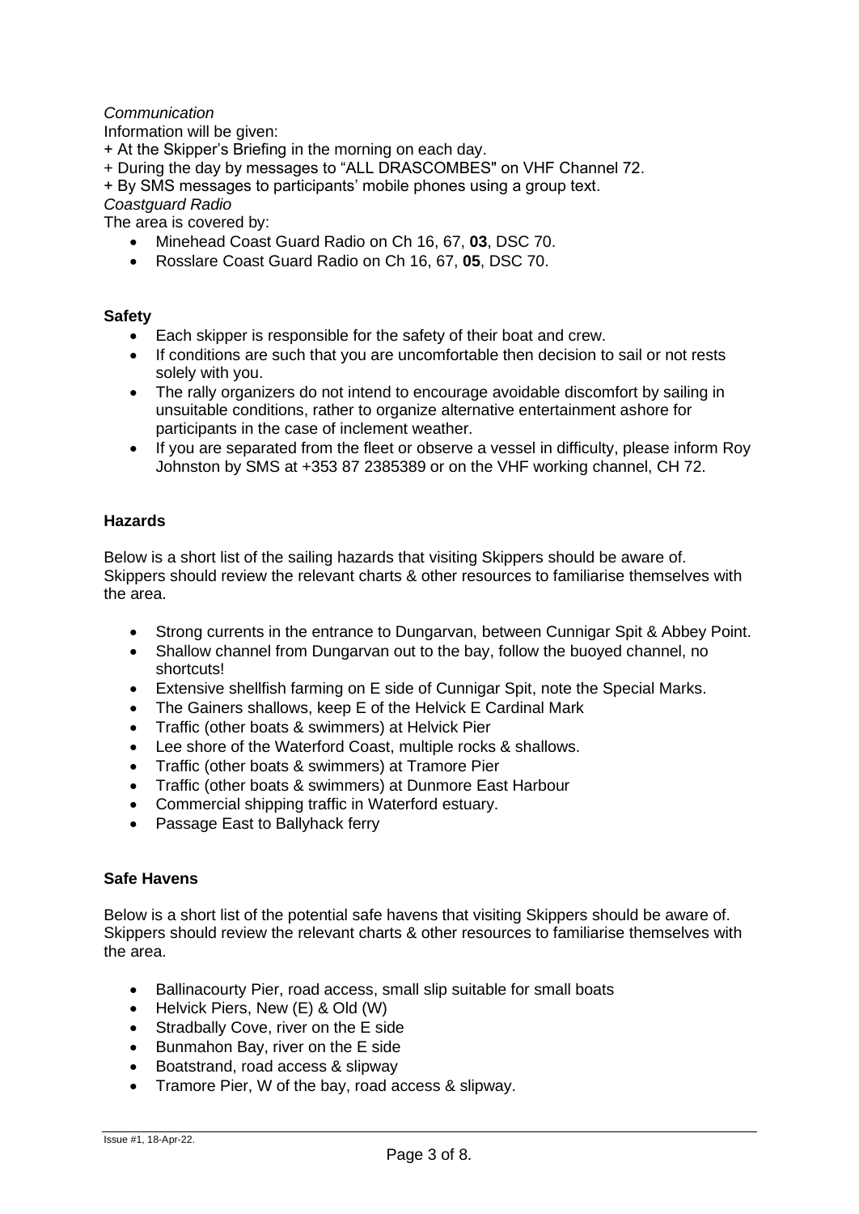*Communication*

Information will be given:

+ At the Skipper's Briefing in the morning on each day.
+ During the day by messages to "ALL DRASCOMBES" on VHF Channel 72.
+ By SMS messages to participants' mobile phones using a group text.

*Coastguard Radio*

The area is covered by:

- Minehead Coast Guard Radio on Ch 16, 67, **03**, DSC 70.
- Rosslare Coast Guard Radio on Ch 16, 67, **05**, DSC 70.

**Safety**

- Each skipper is responsible for the safety of their boat and crew.
- If conditions are such that you are uncomfortable then decision to sail or not rests solely with you.
- The rally organizers do not intend to encourage avoidable discomfort by sailing in unsuitable conditions, rather to organize alternative entertainment ashore for participants in the case of inclement weather.
- If you are separated from the fleet or observe a vessel in difficulty, please inform Roy Johnston by SMS at +353 87 2385389 or on the VHF working channel, CH 72.

**Hazards**

Below is a short list of the sailing hazards that visiting Skippers should be aware of. Skippers should review the relevant charts & other resources to familiarise themselves with the area.

- Strong currents in the entrance to Dungarvan, between Cunnigar Spit & Abbey Point.
- Shallow channel from Dungarvan out to the bay, follow the buoyed channel, no shortcuts!
- Extensive shellfish farming on E side of Cunnigar Spit, note the Special Marks.
- The Gainers shallows, keep E of the Helvick E Cardinal Mark
- Traffic (other boats & swimmers) at Helvick Pier
- Lee shore of the Waterford Coast, multiple rocks & shallows.
- Traffic (other boats & swimmers) at Tramore Pier
- Traffic (other boats & swimmers) at Dunmore East Harbour
- Commercial shipping traffic in Waterford estuary.
- Passage East to Ballyhack ferry

**Safe Havens**

Below is a short list of the potential safe havens that visiting Skippers should be aware of. Skippers should review the relevant charts & other resources to familiarise themselves with the area.

- Ballinacourty Pier, road access, small slip suitable for small boats
- Helvick Piers, New (E) & Old (W)
- Stradbally Cove, river on the E side
- Bunmahon Bay, river on the E side
- Boatstrand, road access & slipway
- Tramore Pier, W of the bay, road access & slipway.

Issue #1, 18-Apr-22.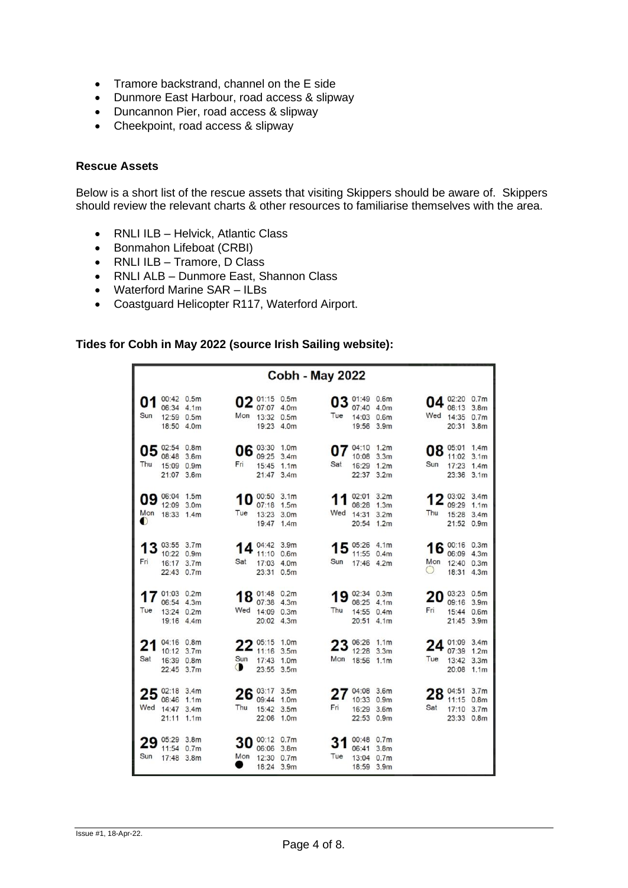- Tramore backstrand, channel on the E side
- Dunmore East Harbour, road access & slipway
- Duncannon Pier, road access & slipway
- Cheekpoint, road access & slipway

**Rescue Assets**

Below is a short list of the rescue assets that visiting Skippers should be aware of. Skippers should review the relevant charts & other resources to familiarise themselves with the area.

- RNLI ILB – Helvick, Atlantic Class
- Bonmahon Lifeboat (CRBI)
- RNLI ILB – Tramore, D Class
- RNLI ALB – Dunmore East, Shannon Class
- Waterford Marine SAR – ILBs
- Coastguard Helicopter R117, Waterford Airport.

**Tides for Cobh in May 2022 (source Irish Sailing website):**

**Cobh - May 2022**

| Date | Day | Tides |
|---|---|---|
| 01 | Sun | 00:42 0.5m, 06:34 4.1m, 12:59 0.5m, 18:50 4.0m |
| 02 | Mon | 01:15 0.5m, 07:07 4.0m, 13:32 0.5m, 19:23 4.0m |
| 03 | Tue | 01:49 0.6m, 07:40 4.0m, 14:03 0.6m, 19:56 3.9m |
| 04 | Wed | 02:20 0.7m, 08:13 3.8m, 14:35 0.7m, 20:31 3.8m |
| 05 | Thu | 02:54 0.8m, 08:48 3.6m, 15:09 0.9m, 21:07 3.6m |
| 06 | Fri | 03:30 1.0m, 09:25 3.4m, 15:45 1.1m, 21:47 3.4m |
| 07 | Sat | 04:10 1.2m, 10:08 3.3m, 16:29 1.2m, 22:37 3.2m |
| 08 | Sun | 05:01 1.4m, 11:02 3.1m, 17:23 1.4m, 23:36 3.1m |
| 09 | Mon | 06:04 1.5m, 12:09 3.0m, 18:33 1.4m |
| 10 | Tue | 00:50 3.1m, 07:18 1.5m, 13:23 3.0m, 19:47 1.4m |
| 11 | Wed | 02:01 3.2m, 08:28 1.3m, 14:31 3.2m, 20:54 1.2m |
| 12 | Thu | 03:02 3.4m, 09:29 1.1m, 15:28 3.4m, 21:52 0.9m |
| 13 | Fri | 03:55 3.7m, 10:22 0.9m, 16:17 3.7m, 22:43 0.7m |
| 14 | Sat | 04:42 3.9m, 11:10 0.6m, 17:03 4.0m, 23:31 0.5m |
| 15 | Sun | 05:26 4.1m, 11:55 0.4m, 17:46 4.2m |
| 16 | Mon | 00:16 0.3m, 06:09 4.3m, 12:40 0.3m, 18:31 4.3m |
| 17 | Tue | 01:03 0.2m, 06:54 4.3m, 13:24 0.2m, 19:16 4.4m |
| 18 | Wed | 01:48 0.2m, 07:38 4.3m, 14:09 0.3m, 20:02 4.3m |
| 19 | Thu | 02:34 0.3m, 08:25 4.1m, 14:55 0.4m, 20:51 4.1m |
| 20 | Fri | 03:23 0.5m, 09:16 3.9m, 15:44 0.6m, 21:45 3.9m |
| 21 | Sat | 04:16 0.8m, 10:12 3.7m, 16:39 0.8m, 22:45 3.7m |
| 22 | Sun | 05:15 1.0m, 11:16 3.5m, 17:43 1.0m, 23:55 3.5m |
| 23 | Mon | 06:26 1.1m, 12:28 3.3m, 18:56 1.1m |
| 24 | Tue | 01:09 3.4m, 07:39 1.2m, 13:42 3.3m, 20:08 1.1m |
| 25 | Wed | 02:18 3.4m, 08:46 1.1m, 14:47 3.4m, 21:11 1.1m |
| 26 | Thu | 03:17 3.5m, 09:44 1.0m, 15:42 3.5m, 22:06 1.0m |
| 27 | Fri | 04:08 3.6m, 10:33 0.9m, 16:29 3.6m, 22:53 0.9m |
| 28 | Sat | 04:51 3.7m, 11:15 0.8m, 17:10 3.7m, 23:33 0.8m |
| 29 | Sun | 05:29 3.8m, 11:54 0.7m, 17:48 3.8m |
| 30 | Mon | 00:12 0.7m, 06:06 3.8m, 12:30 0.7m, 18:24 3.9m |
| 31 | Tue | 00:48 0.7m, 06:41 3.8m, 13:04 0.7m, 18:59 3.9m |

Issue #1, 18-Apr-22.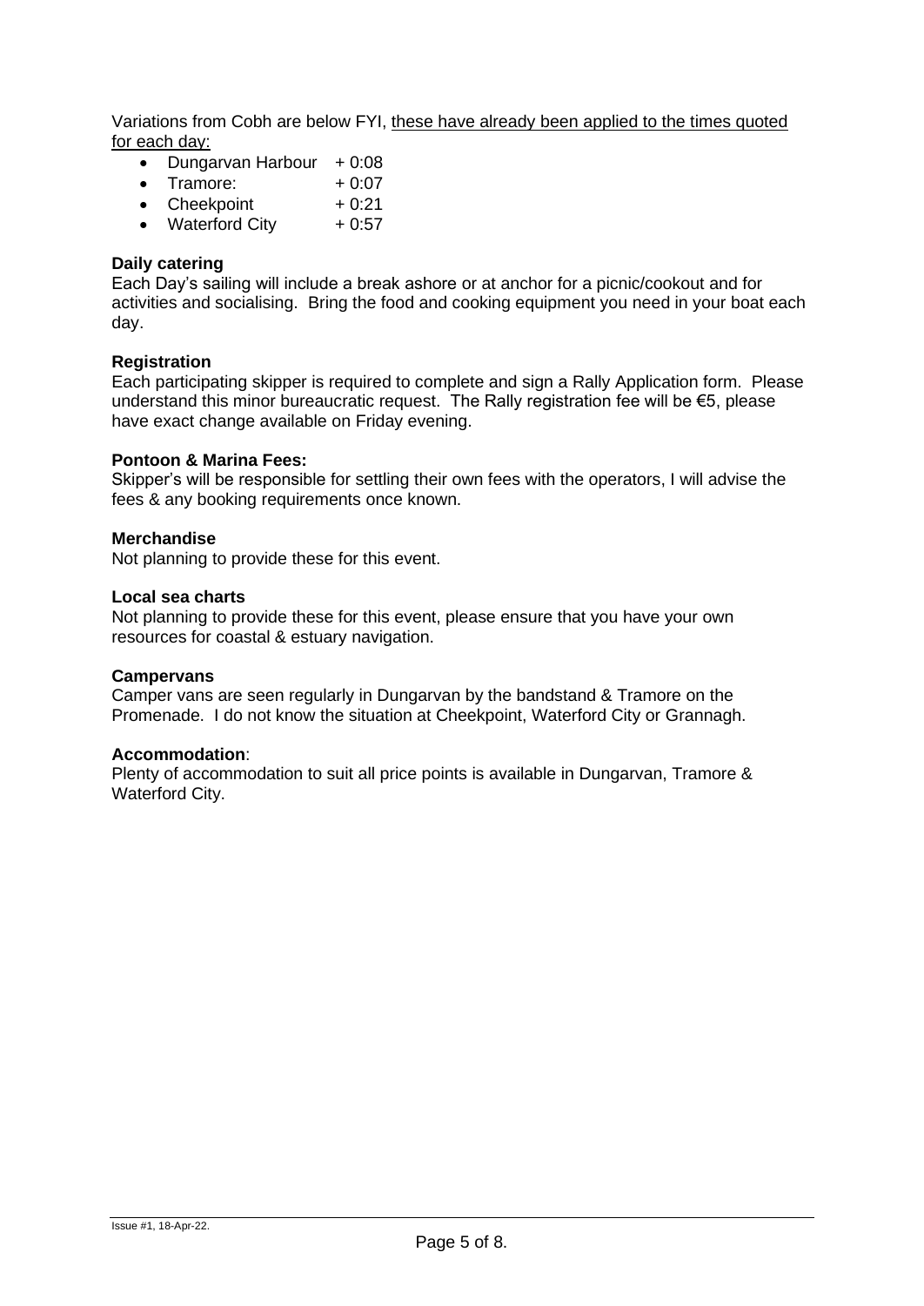Variations from Cobh are below FYI, <u>these have already been applied to the times quoted for each day:</u>

- Dungarvan Harbour + 0:08
- Tramore: + 0:07
- Cheekpoint + 0:21
- Waterford City + 0:57

**Daily catering**
Each Day's sailing will include a break ashore or at anchor for a picnic/cookout and for activities and socialising. Bring the food and cooking equipment you need in your boat each day.

**Registration**
Each participating skipper is required to complete and sign a Rally Application form. Please understand this minor bureaucratic request. The Rally registration fee will be €5, please have exact change available on Friday evening.

**Pontoon & Marina Fees:**
Skipper's will be responsible for settling their own fees with the operators, I will advise the fees & any booking requirements once known.

**Merchandise**
Not planning to provide these for this event.

**Local sea charts**
Not planning to provide these for this event, please ensure that you have your own resources for coastal & estuary navigation.

**Campervans**
Camper vans are seen regularly in Dungarvan by the bandstand & Tramore on the Promenade. I do not know the situation at Cheekpoint, Waterford City or Grannagh.

**Accommodation**:
Plenty of accommodation to suit all price points is available in Dungarvan, Tramore & Waterford City.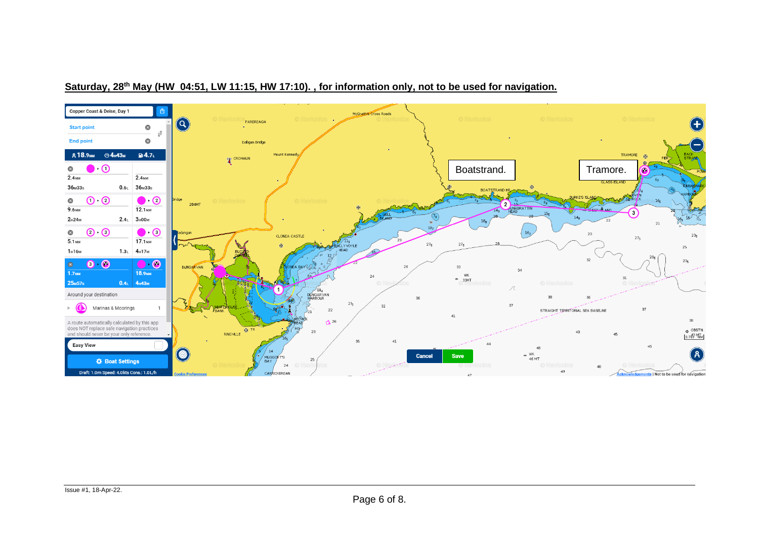**Saturday, 28th May (HW 04:51, LW 11:15, HW 17:10). , for information only, not to be used for navigation.**

Copper Coast & Deise, Day 1

Start point

End point

18.9NM 4H43M 4.7L

| Leg | Distance | Time | Fuel | Cumulative Distance | Cumulative Time |
|---|---|---|---|---|---|
| Start → 1 | 2.4NM | 36M33S | 0.6L | 2.4NM | 36M33S |
| 1 → 2 | 9.6NM | 2H24M | 2.4L | 12.1NM | 3H00M |
| 2 → 3 | 5.1NM | 1H16M | 1.3L | 17.1NM | 4H17M |
| 3 → End | 1.7NM | 25M57S | 0.4L | 18.9NM | 4H43M |

Around your destination

Marinas & Moorings 1

A route automatically calculated by this app does NOT replace safe navigation practices and should never be your only reference.

Easy View

Boat Settings

Draft: 1.0m Speed: 4.0kts Cons.: 1.0L/h

Boatstrand.

Tramore.

Cancel Save

Issue #1, 18-Apr-22.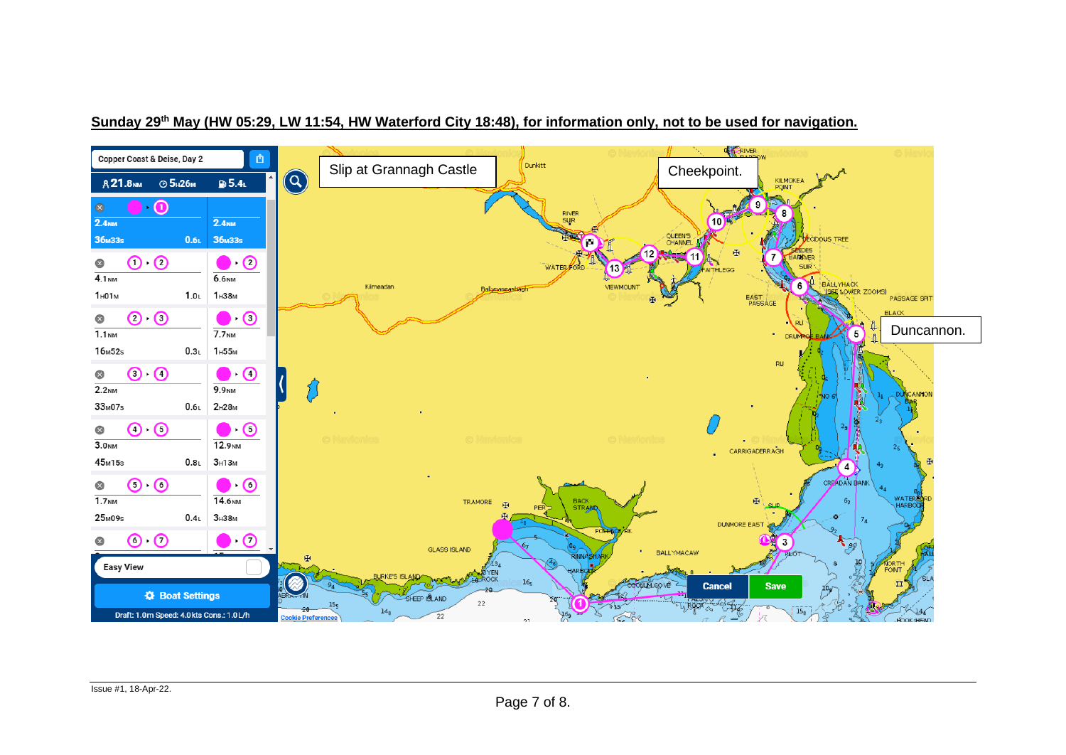**Sunday 29th May (HW 05:29, LW 11:54, HW Waterford City 18:48), for information only, not to be used for navigation.**

Copper Coast & Deise, Day 2

21.8NM 5H26M 5.4L

| Leg | Distance | Time | Fuel | Cumulative distance | Cumulative time |
|---|---|---|---|---|---|
| Start ▸ 1 | 2.4NM | 36M33S | 0.6L | 2.4NM | 36M33S |
| 1 ▸ 2 | 4.1NM | 1H01M | 1.0L | 6.6NM | 1H38M |
| 2 ▸ 3 | 1.1NM | 16M52S | 0.3L | 7.7NM | 1H55M |
| 3 ▸ 4 | 2.2NM | 33M07S | 0.6L | 9.9NM | 2H28M |
| 4 ▸ 5 | 3.0NM | 45M15S | 0.8L | 12.9NM | 3H13M |
| 5 ▸ 6 | 1.7NM | 25M09S | 0.4L | 14.6NM | 3H38M |
| 6 ▸ 7 | | | | | |

Easy View

Boat Settings

Draft: 1.0m Speed: 4.0kts Cons.: 1.0L/h

Slip at Grannagh Castle

Cheekpoint.

Duncannon.

Issue #1, 18-Apr-22.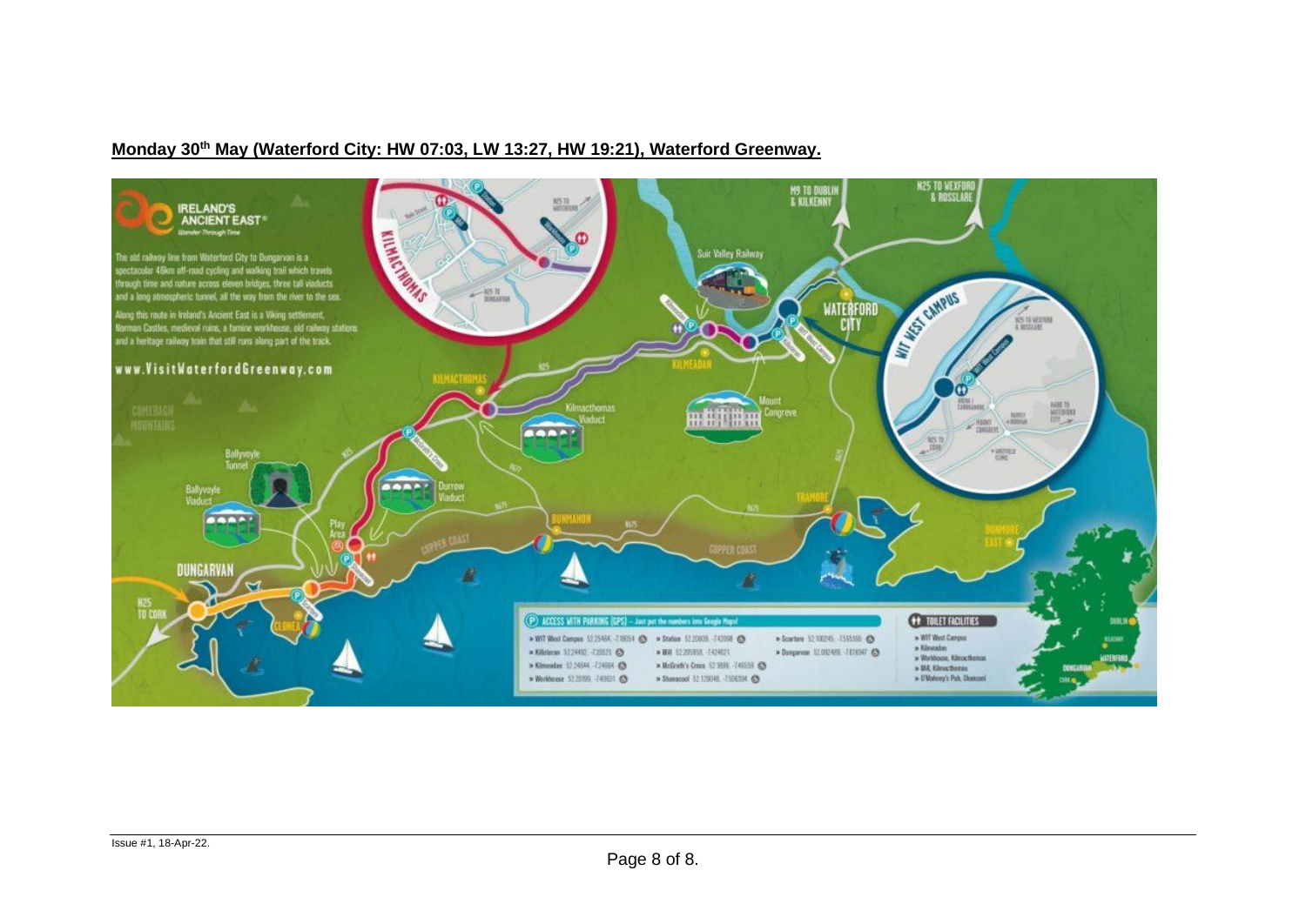**Monday 30th May (Waterford City: HW 07:03, LW 13:27, HW 19:21), Waterford Greenway.**

IRELAND'S ANCIENT EAST®
Wander Through Time

The old railway line from Waterford City to Dungarvan is a spectacular 46km off-road cycling and walking trail which travels through time and nature across eleven bridges, three tall viaducts and a long atmospheric tunnel, all the way from the river to the sea.

Along this route in Ireland's Ancient East is a Viking settlement, Norman Castles, medieval ruins, a famine workhouse, old railway stations and a heritage railway train that still runs along part of the track.

www.VisitWaterfordGreenway.com

KILMACTHOMAS

M9 TO DUBLIN & KILKENNY

N25 TO WEXFORD & ROSSLARE

Suir Valley Railway

WATERFORD CITY

WIT WEST CAMPUS

KILMEADAN

Mount Congreve

Kilmacthomas Viaduct

COMERAGH MOUNTAINS

Ballyvoyle Tunnel

Durrow Viaduct

Ballyvoyle Viaduct

Play Area

BUNMAHON

COPPER COAST

TRAMORE

DUNGARVAN

N25 TO CORK

CLONEA

DUNMORE EAST

ACCESS WITH PARKING (GPS) – Just put the numbers into Google Maps!

» WIT West Campus 52.25464, -7.18054
» Kilototan 52.24492, -7.20925
» Kilmeadan 52.24644, -7.24664
» Workhouse 52.20189, -7.40601
» Station 52.20808, -7.42098
» Mill 52.205858, -7.424821
» McGrath's Cross 52.1899, -7.46559
» Shanacool 52.129048, -7.506394
» Scartore 52.100245, -7.565500
» Dungarvan 52.092489, -7.618947

TOILET FACILITIES

» WIT West Campus
» Kilmeadan
» Workhouse, Kilmacthomas
» Mill, Kilmacthomas
» O'Mahony's Pub, Shanacool

Issue #1, 18-Apr-22.